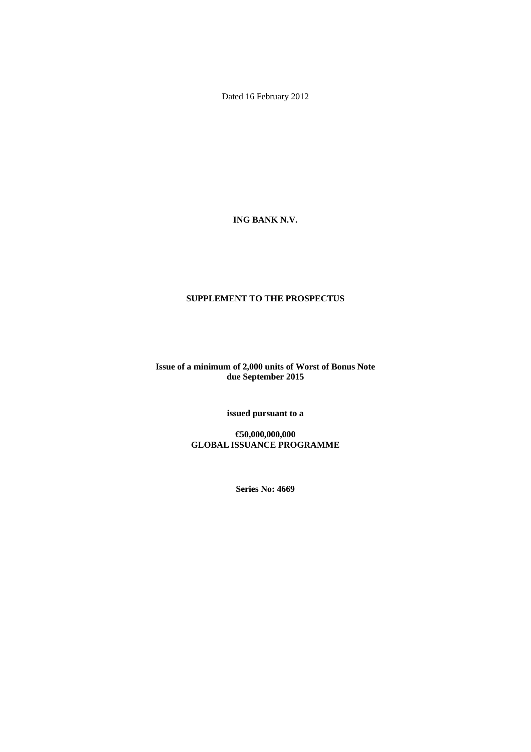Dated 16 February 2012

**ING BANK N.V.**

**SUPPLEMENT TO THE PROSPECTUS**

**Issue of a minimum of 2,000 units of Worst of Bonus Note due September 2015**

**issued pursuant to a**

**€50,000,000,000 GLOBAL ISSUANCE PROGRAMME**

**Series No: 4669**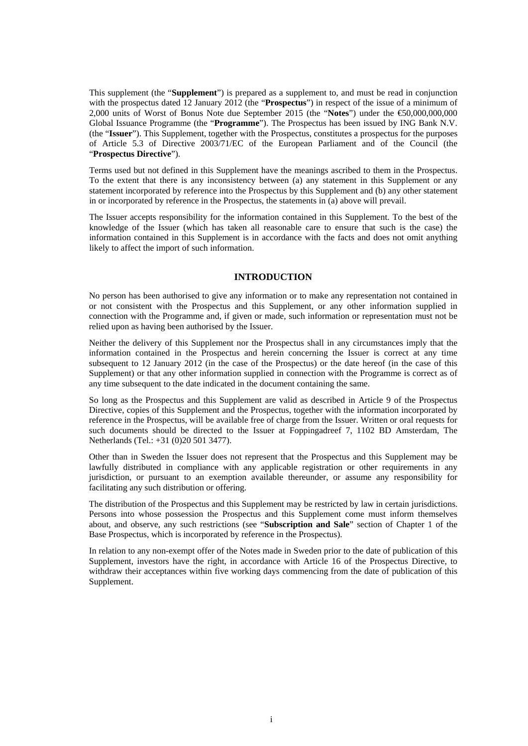This supplement (the "**Supplement**") is prepared as a supplement to, and must be read in conjunction with the prospectus dated 12 January 2012 (the "**Prospectus**") in respect of the issue of a minimum of 2,000 units of Worst of Bonus Note due September 2015 (the "**Notes**") under the €50,000,000,000 Global Issuance Programme (the "**Programme**"). The Prospectus has been issued by ING Bank N.V. (the "**Issuer**"). This Supplement, together with the Prospectus, constitutes a prospectus for the purposes of Article 5.3 of Directive 2003/71/EC of the European Parliament and of the Council (the "**Prospectus Directive**").

Terms used but not defined in this Supplement have the meanings ascribed to them in the Prospectus. To the extent that there is any inconsistency between (a) any statement in this Supplement or any statement incorporated by reference into the Prospectus by this Supplement and (b) any other statement in or incorporated by reference in the Prospectus, the statements in (a) above will prevail.

The Issuer accepts responsibility for the information contained in this Supplement. To the best of the knowledge of the Issuer (which has taken all reasonable care to ensure that such is the case) the information contained in this Supplement is in accordance with the facts and does not omit anything likely to affect the import of such information.

## INTRODUCTION

No person has been authorised to give any information or to make any representation not contained in or not consistent with the Prospectus and this Supplement, or any other information supplied in connection with the Programme and, if given or made, such information or representation must not be relied upon as having been authorised by the Issuer.

Neither the delivery of this Supplement nor the Prospectus shall in any circumstances imply that the information contained in the Prospectus and herein concerning the Issuer is correct at any time subsequent to 12 January 2012 (in the case of the Prospectus) or the date hereof (in the case of this Supplement) or that any other information supplied in connection with the Programme is correct as of any time subsequent to the date indicated in the document containing the same.

So long as the Prospectus and this Supplement are valid as described in Article 9 of the Prospectus Directive, copies of this Supplement and the Prospectus, together with the information incorporated by reference in the Prospectus, will be available free of charge from the Issuer. Written or oral requests for such documents should be directed to the Issuer at Foppingadreef 7, 1102 BD Amsterdam, The Netherlands (Tel.: +31 (0)20 501 3477).

Other than in Sweden the Issuer does not represent that the Prospectus and this Supplement may be lawfully distributed in compliance with any applicable registration or other requirements in any jurisdiction, or pursuant to an exemption available thereunder, or assume any responsibility for facilitating any such distribution or offering.

The distribution of the Prospectus and this Supplement may be restricted by law in certain jurisdictions. Persons into whose possession the Prospectus and this Supplement come must inform themselves about, and observe, any such restrictions (see "**Subscription and Sale**" section of Chapter 1 of the Base Prospectus, which is incorporated by reference in the Prospectus).

In relation to any non-exempt offer of the Notes made in Sweden prior to the date of publication of this Supplement, investors have the right, in accordance with Article 16 of the Prospectus Directive, to withdraw their acceptances within five working days commencing from the date of publication of this Supplement.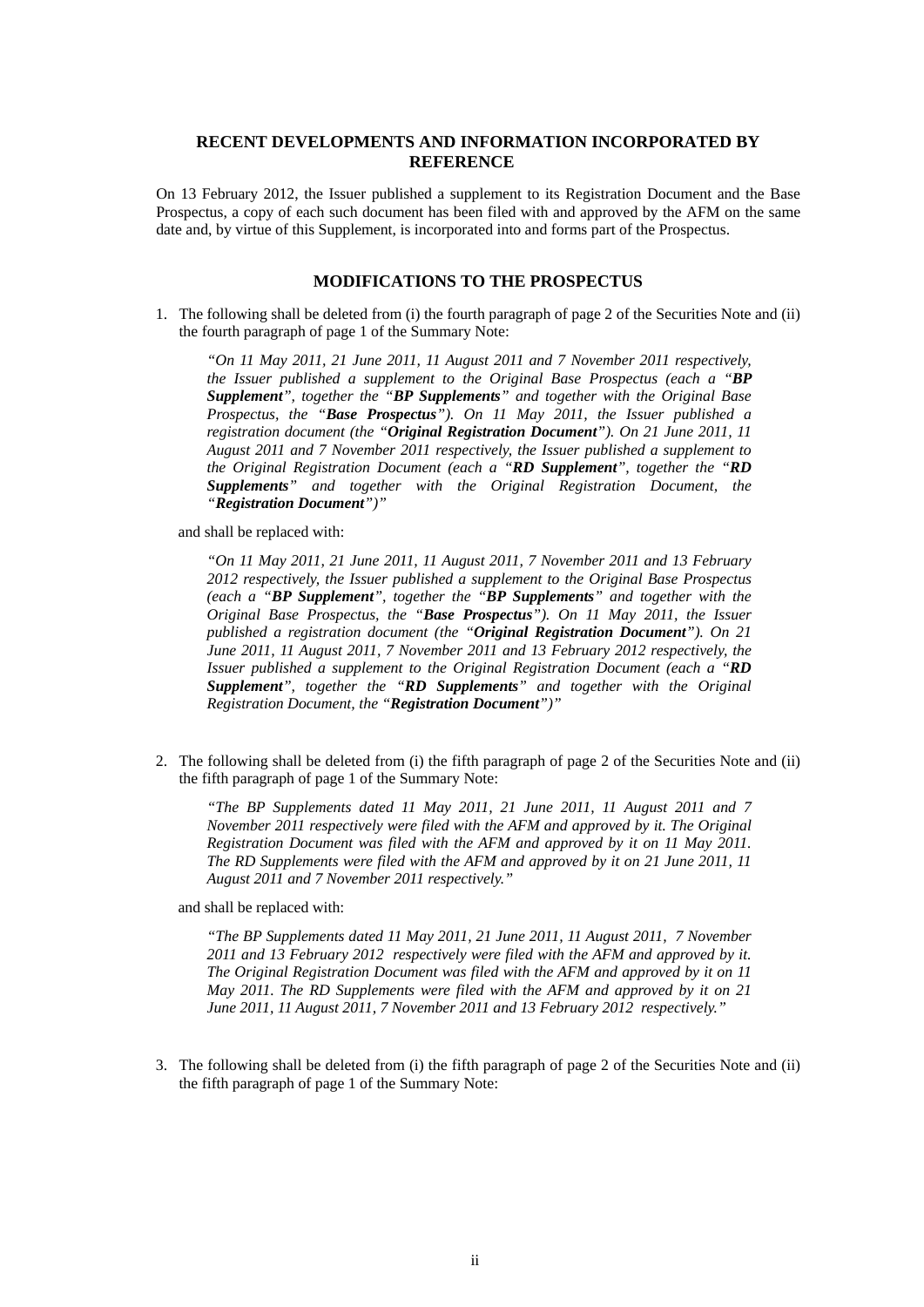## RECENT DEVELOPMENTS AND INFORMATION INCORPORATED BY REFERENCE

On 13 February 2012, the Issuer published a supplement to its Registration Document and the Base Prospectus, a copy of each such document has been filed with and approved by the AFM on the same date and, by virtue of this Supplement, is incorporated into and forms part of the Prospectus.

## MODIFICATIONS TO THE PROSPECTUS

1. The following shall be deleted from (i) the fourth paragraph of page 2 of the Securities Note and (ii) the fourth paragraph of page 1 of the Summary Note:

   *"On 11 May 2011, 21 June 2011, 11 August 2011 and 7 November 2011 respectively, the Issuer published a supplement to the Original Base Prospectus (each a "**BP Supplement**", together the "**BP Supplements**" and together with the Original Base Prospectus, the "**Base Prospectus**"). On 11 May 2011, the Issuer published a registration document (the "**Original Registration Document**"). On 21 June 2011, 11 August 2011 and 7 November 2011 respectively, the Issuer published a supplement to the Original Registration Document (each a "**RD Supplement**", together the "**RD Supplements**" and together with the Original Registration Document, the "**Registration Document**")"*

   and shall be replaced with:

   *"On 11 May 2011, 21 June 2011, 11 August 2011, 7 November 2011 and 13 February 2012 respectively, the Issuer published a supplement to the Original Base Prospectus (each a "**BP Supplement**", together the "**BP Supplements**" and together with the Original Base Prospectus, the "**Base Prospectus**"). On 11 May 2011, the Issuer published a registration document (the "**Original Registration Document**"). On 21 June 2011, 11 August 2011, 7 November 2011 and 13 February 2012 respectively, the Issuer published a supplement to the Original Registration Document (each a "**RD Supplement**", together the "**RD Supplements**" and together with the Original Registration Document, the "**Registration Document**")"*

2. The following shall be deleted from (i) the fifth paragraph of page 2 of the Securities Note and (ii) the fifth paragraph of page 1 of the Summary Note:

   *"The BP Supplements dated 11 May 2011, 21 June 2011, 11 August 2011 and 7 November 2011 respectively were filed with the AFM and approved by it. The Original Registration Document was filed with the AFM and approved by it on 11 May 2011. The RD Supplements were filed with the AFM and approved by it on 21 June 2011, 11 August 2011 and 7 November 2011 respectively."*

   and shall be replaced with:

   *"The BP Supplements dated 11 May 2011, 21 June 2011, 11 August 2011, 7 November 2011 and 13 February 2012 respectively were filed with the AFM and approved by it. The Original Registration Document was filed with the AFM and approved by it on 11 May 2011. The RD Supplements were filed with the AFM and approved by it on 21 June 2011, 11 August 2011, 7 November 2011 and 13 February 2012 respectively."*

3. The following shall be deleted from (i) the fifth paragraph of page 2 of the Securities Note and (ii) the fifth paragraph of page 1 of the Summary Note: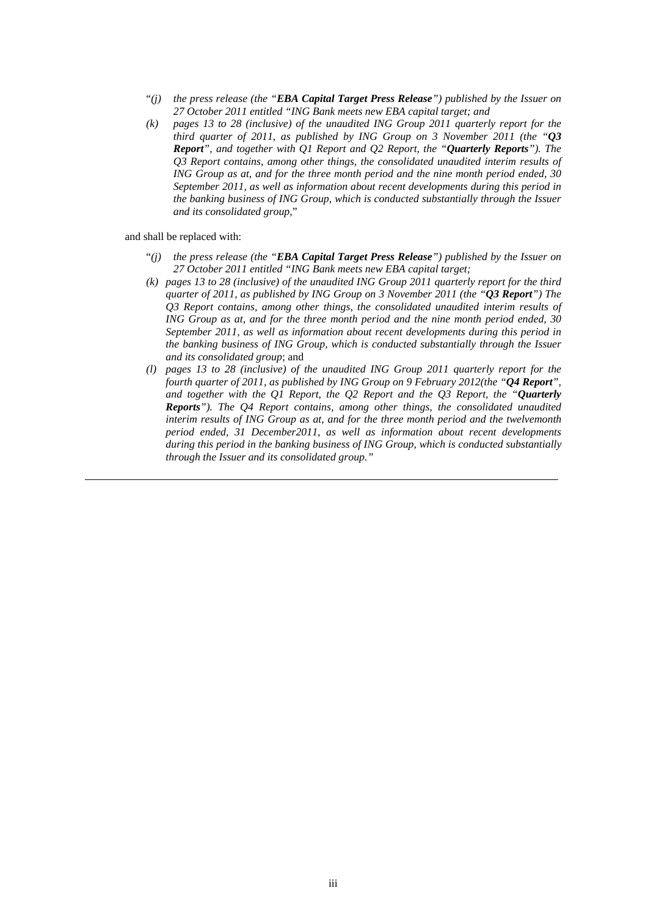*"(j) the press release (the "**EBA Capital Target Press Release**") published by the Issuer on 27 October 2011 entitled "ING Bank meets new EBA capital target; and*

*(k) pages 13 to 28 (inclusive) of the unaudited ING Group 2011 quarterly report for the third quarter of 2011, as published by ING Group on 3 November 2011 (the "**Q3 Report**", and together with Q1 Report and Q2 Report, the "**Quarterly Reports**"). The Q3 Report contains, among other things, the consolidated unaudited interim results of ING Group as at, and for the three month period and the nine month period ended, 30 September 2011, as well as information about recent developments during this period in the banking business of ING Group, which is conducted substantially through the Issuer and its consolidated group,*"

and shall be replaced with:

*"(j) the press release (the "**EBA Capital Target Press Release**") published by the Issuer on 27 October 2011 entitled "ING Bank meets new EBA capital target;*

*(k) pages 13 to 28 (inclusive) of the unaudited ING Group 2011 quarterly report for the third quarter of 2011, as published by ING Group on 3 November 2011 (the "**Q3 Report**") The Q3 Report contains, among other things, the consolidated unaudited interim results of ING Group as at, and for the three month period and the nine month period ended, 30 September 2011, as well as information about recent developments during this period in the banking business of ING Group, which is conducted substantially through the Issuer and its consolidated group*; and

*(l) pages 13 to 28 (inclusive) of the unaudited ING Group 2011 quarterly report for the fourth quarter of 2011, as published by ING Group on 9 February 2012(the "**Q4 Report**", and together with the Q1 Report, the Q2 Report and the Q3 Report, the "**Quarterly Reports**"). The Q4 Report contains, among other things, the consolidated unaudited interim results of ING Group as at, and for the three month period and the twelvemonth period ended, 31 December2011, as well as information about recent developments during this period in the banking business of ING Group, which is conducted substantially through the Issuer and its consolidated group."*